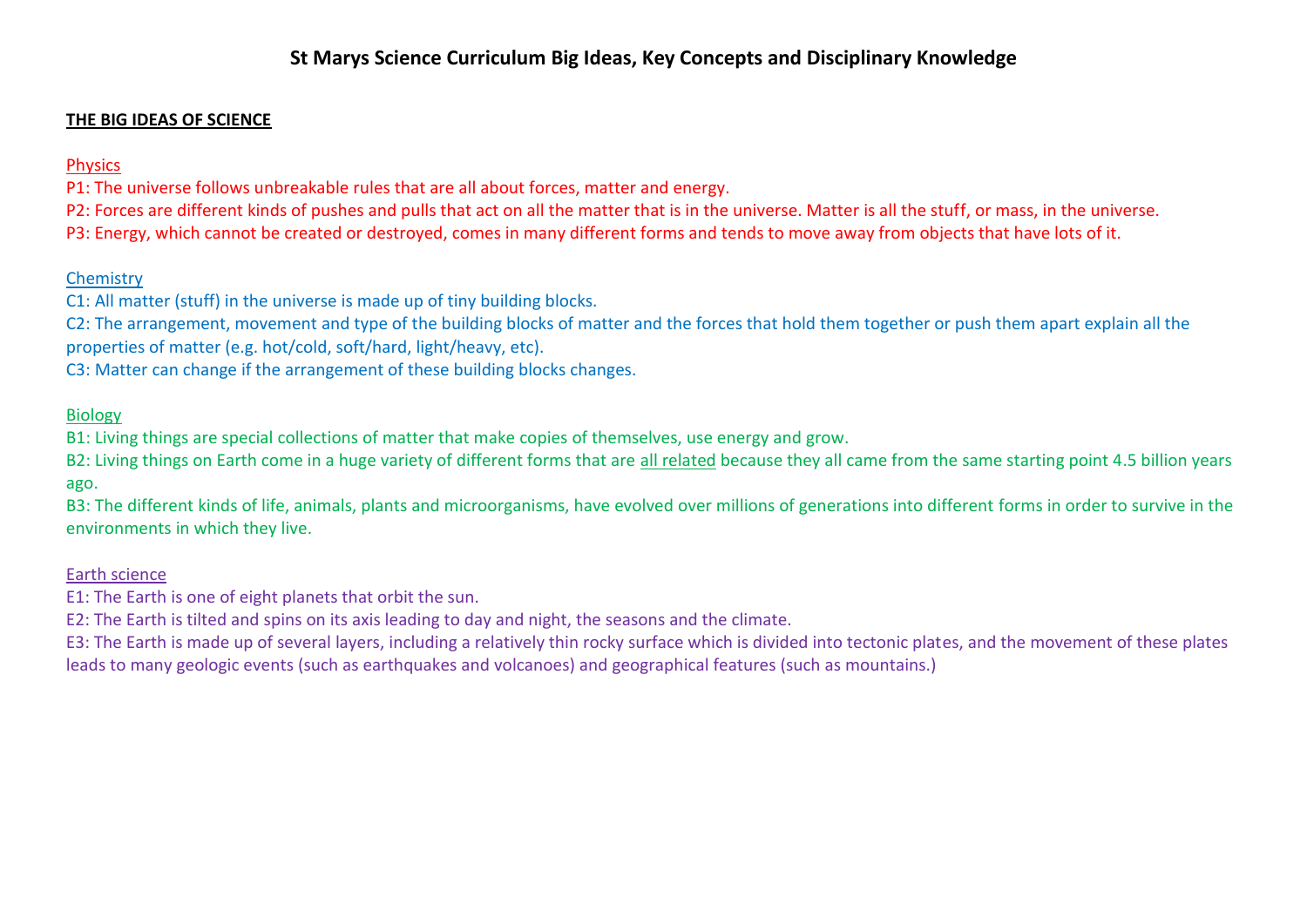# St Marys Science Curriculum Big Ideas, Key Concepts and Disciplinary Knowledge

## THE BIG IDEAS OF SCIENCE

### Physics

P1: The universe follows unbreakable rules that are all about forces, matter and energy.

P2: Forces are different kinds of pushes and pulls that act on all the matter that is in the universe. Matter is all the stuff, or mass, in the universe.

P3: Energy, which cannot be created or destroyed, comes in many different forms and tends to move away from objects that have lots of it.

### Chemistry

C1: All matter (stuff) in the universe is made up of tiny building blocks.

C2: The arrangement, movement and type of the building blocks of matter and the forces that hold them together or push them apart explain all the properties of matter (e.g. hot/cold, soft/hard, light/heavy, etc).

C3: Matter can change if the arrangement of these building blocks changes.

### Biology

B1: Living things are special collections of matter that make copies of themselves, use energy and grow.

B2: Living things on Earth come in a huge variety of different forms that are all related because they all came from the same starting point 4.5 billion years ago.

B3: The different kinds of life, animals, plants and microorganisms, have evolved over millions of generations into different forms in order to survive in the environments in which they live.

### Earth science

E1: The Earth is one of eight planets that orbit the sun.

E2: The Earth is tilted and spins on its axis leading to day and night, the seasons and the climate.

E3: The Earth is made up of several layers, including a relatively thin rocky surface which is divided into tectonic plates, and the movement of these plates leads to many geologic events (such as earthquakes and volcanoes) and geographical features (such as mountains.)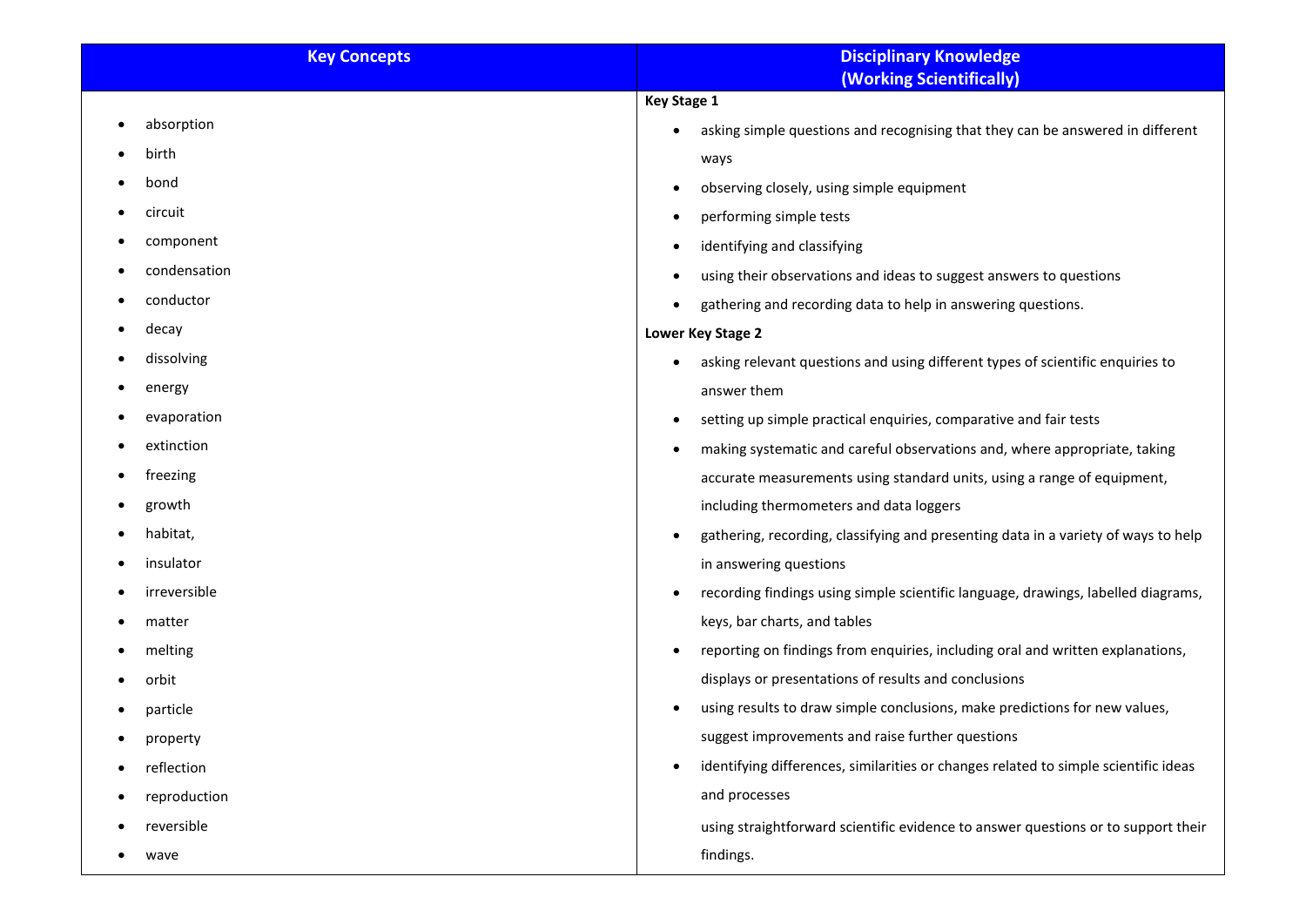| Key Concepts | Disciplinary Knowledge (Working Scientifically) |
| --- | --- |
| <ul><li>absorption</li><li>birth</li><li>bond</li><li>circuit</li><li>component</li><li>condensation</li><li>conductor</li><li>decay</li><li>dissolving</li><li>energy</li><li>evaporation</li><li>extinction</li><li>freezing</li><li>growth</li><li>habitat,</li><li>insulator</li><li>irreversible</li><li>matter</li><li>melting</li><li>orbit</li><li>particle</li><li>property</li><li>reflection</li><li>reproduction</li><li>reversible</li><li>wave</li></ul> | **Key Stage 1**<ul><li>asking simple questions and recognising that they can be answered in different ways</li><li>observing closely, using simple equipment</li><li>performing simple tests</li><li>identifying and classifying</li><li>using their observations and ideas to suggest answers to questions</li><li>gathering and recording data to help in answering questions.</li></ul>**Lower Key Stage 2**<ul><li>asking relevant questions and using different types of scientific enquiries to answer them</li><li>setting up simple practical enquiries, comparative and fair tests</li><li>making systematic and careful observations and, where appropriate, taking accurate measurements using standard units, using a range of equipment, including thermometers and data loggers</li><li>gathering, recording, classifying and presenting data in a variety of ways to help in answering questions</li><li>recording findings using simple scientific language, drawings, labelled diagrams, keys, bar charts, and tables</li><li>reporting on findings from enquiries, including oral and written explanations, displays or presentations of results and conclusions</li><li>using results to draw simple conclusions, make predictions for new values, suggest improvements and raise further questions</li><li>identifying differences, similarities or changes related to simple scientific ideas and processes</li></ul>using straightforward scientific evidence to answer questions or to support their findings. |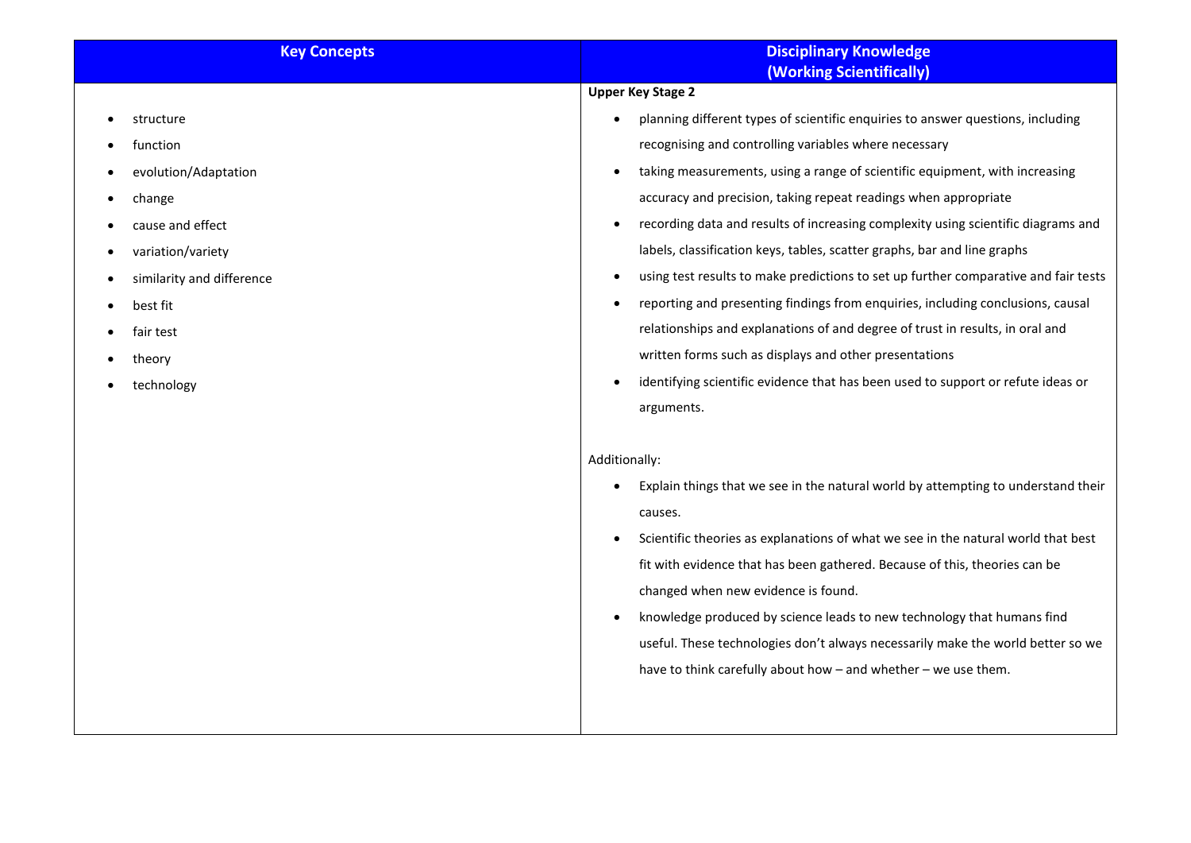| Key Concepts | Disciplinary Knowledge (Working Scientifically) |
|---|---|
| <ul><li>structure</li><li>function</li><li>evolution/Adaptation</li><li>change</li><li>cause and effect</li><li>variation/variety</li><li>similarity and difference</li><li>best fit</li><li>fair test</li><li>theory</li><li>technology</li></ul> | **Upper Key Stage 2**<ul><li>planning different types of scientific enquiries to answer questions, including recognising and controlling variables where necessary</li><li>taking measurements, using a range of scientific equipment, with increasing accuracy and precision, taking repeat readings when appropriate</li><li>recording data and results of increasing complexity using scientific diagrams and labels, classification keys, tables, scatter graphs, bar and line graphs</li><li>using test results to make predictions to set up further comparative and fair tests</li><li>reporting and presenting findings from enquiries, including conclusions, causal relationships and explanations of and degree of trust in results, in oral and written forms such as displays and other presentations</li><li>identifying scientific evidence that has been used to support or refute ideas or arguments.</li></ul>Additionally:<ul><li>Explain things that we see in the natural world by attempting to understand their causes.</li><li>Scientific theories as explanations of what we see in the natural world that best fit with evidence that has been gathered. Because of this, theories can be changed when new evidence is found.</li><li>knowledge produced by science leads to new technology that humans find useful. These technologies don't always necessarily make the world better so we have to think carefully about how – and whether – we use them.</li></ul> |